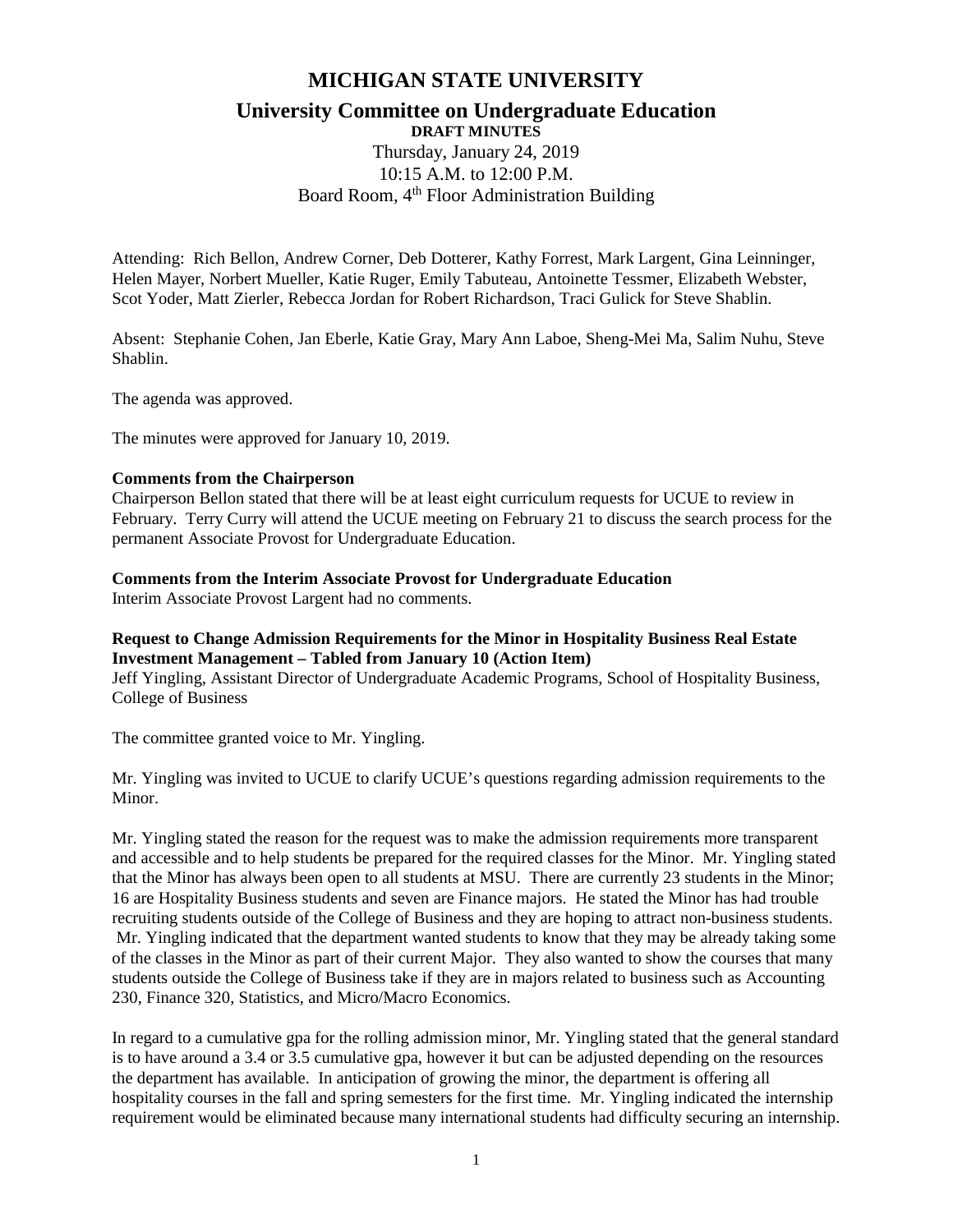# MICHIGAN STATE UNIVERSITY

## University Committee on Undergraduate Education

**DRAFT MINUTES**

Thursday, January 24, 2019
10:15 A.M. to 12:00 P.M.
Board Room, 4th Floor Administration Building

Attending: Rich Bellon, Andrew Corner, Deb Dotterer, Kathy Forrest, Mark Largent, Gina Leinninger, Helen Mayer, Norbert Mueller, Katie Ruger, Emily Tabuteau, Antoinette Tessmer, Elizabeth Webster, Scot Yoder, Matt Zierler, Rebecca Jordan for Robert Richardson, Traci Gulick for Steve Shablin.

Absent: Stephanie Cohen, Jan Eberle, Katie Gray, Mary Ann Laboe, Sheng-Mei Ma, Salim Nuhu, Steve Shablin.

The agenda was approved.

The minutes were approved for January 10, 2019.

**Comments from the Chairperson**

Chairperson Bellon stated that there will be at least eight curriculum requests for UCUE to review in February. Terry Curry will attend the UCUE meeting on February 21 to discuss the search process for the permanent Associate Provost for Undergraduate Education.

**Comments from the Interim Associate Provost for Undergraduate Education**

Interim Associate Provost Largent had no comments.

**Request to Change Admission Requirements for the Minor in Hospitality Business Real Estate Investment Management – Tabled from January 10 (Action Item)**

Jeff Yingling, Assistant Director of Undergraduate Academic Programs, School of Hospitality Business, College of Business

The committee granted voice to Mr. Yingling.

Mr. Yingling was invited to UCUE to clarify UCUE's questions regarding admission requirements to the Minor.

Mr. Yingling stated the reason for the request was to make the admission requirements more transparent and accessible and to help students be prepared for the required classes for the Minor. Mr. Yingling stated that the Minor has always been open to all students at MSU. There are currently 23 students in the Minor; 16 are Hospitality Business students and seven are Finance majors. He stated the Minor has had trouble recruiting students outside of the College of Business and they are hoping to attract non-business students. Mr. Yingling indicated that the department wanted students to know that they may be already taking some of the classes in the Minor as part of their current Major. They also wanted to show the courses that many students outside the College of Business take if they are in majors related to business such as Accounting 230, Finance 320, Statistics, and Micro/Macro Economics.

In regard to a cumulative gpa for the rolling admission minor, Mr. Yingling stated that the general standard is to have around a 3.4 or 3.5 cumulative gpa, however it but can be adjusted depending on the resources the department has available. In anticipation of growing the minor, the department is offering all hospitality courses in the fall and spring semesters for the first time. Mr. Yingling indicated the internship requirement would be eliminated because many international students had difficulty securing an internship.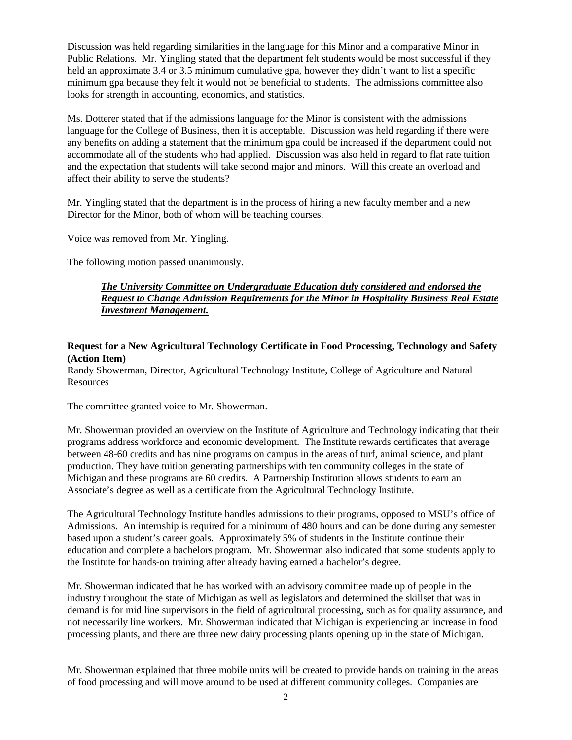Discussion was held regarding similarities in the language for this Minor and a comparative Minor in Public Relations. Mr. Yingling stated that the department felt students would be most successful if they held an approximate 3.4 or 3.5 minimum cumulative gpa, however they didn't want to list a specific minimum gpa because they felt it would not be beneficial to students. The admissions committee also looks for strength in accounting, economics, and statistics.

Ms. Dotterer stated that if the admissions language for the Minor is consistent with the admissions language for the College of Business, then it is acceptable. Discussion was held regarding if there were any benefits on adding a statement that the minimum gpa could be increased if the department could not accommodate all of the students who had applied. Discussion was also held in regard to flat rate tuition and the expectation that students will take second major and minors. Will this create an overload and affect their ability to serve the students?

Mr. Yingling stated that the department is in the process of hiring a new faculty member and a new Director for the Minor, both of whom will be teaching courses.

Voice was removed from Mr. Yingling.

The following motion passed unanimously.

> ***The University Committee on Undergraduate Education duly considered and endorsed the Request to Change Admission Requirements for the Minor in Hospitality Business Real Estate Investment Management.***

**Request for a New Agricultural Technology Certificate in Food Processing, Technology and Safety (Action Item)**
Randy Showerman, Director, Agricultural Technology Institute, College of Agriculture and Natural Resources

The committee granted voice to Mr. Showerman.

Mr. Showerman provided an overview on the Institute of Agriculture and Technology indicating that their programs address workforce and economic development. The Institute rewards certificates that average between 48-60 credits and has nine programs on campus in the areas of turf, animal science, and plant production. They have tuition generating partnerships with ten community colleges in the state of Michigan and these programs are 60 credits. A Partnership Institution allows students to earn an Associate's degree as well as a certificate from the Agricultural Technology Institute.

The Agricultural Technology Institute handles admissions to their programs, opposed to MSU's office of Admissions. An internship is required for a minimum of 480 hours and can be done during any semester based upon a student's career goals. Approximately 5% of students in the Institute continue their education and complete a bachelors program. Mr. Showerman also indicated that some students apply to the Institute for hands-on training after already having earned a bachelor's degree.

Mr. Showerman indicated that he has worked with an advisory committee made up of people in the industry throughout the state of Michigan as well as legislators and determined the skillset that was in demand is for mid line supervisors in the field of agricultural processing, such as for quality assurance, and not necessarily line workers. Mr. Showerman indicated that Michigan is experiencing an increase in food processing plants, and there are three new dairy processing plants opening up in the state of Michigan.

Mr. Showerman explained that three mobile units will be created to provide hands on training in the areas of food processing and will move around to be used at different community colleges. Companies are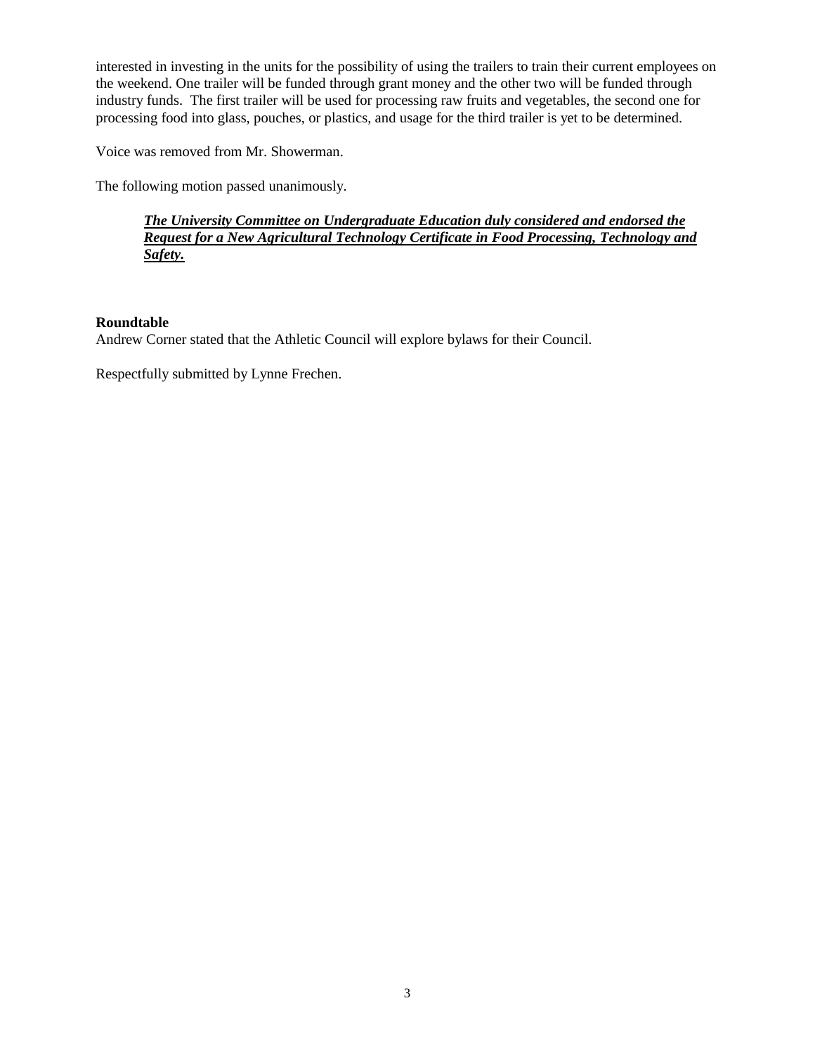interested in investing in the units for the possibility of using the trailers to train their current employees on the weekend. One trailer will be funded through grant money and the other two will be funded through industry funds. The first trailer will be used for processing raw fruits and vegetables, the second one for processing food into glass, pouches, or plastics, and usage for the third trailer is yet to be determined.

Voice was removed from Mr. Showerman.

The following motion passed unanimously.

> ***The University Committee on Undergraduate Education duly considered and endorsed the Request for a New Agricultural Technology Certificate in Food Processing, Technology and Safety.***

**Roundtable**

Andrew Corner stated that the Athletic Council will explore bylaws for their Council.

Respectfully submitted by Lynne Frechen.